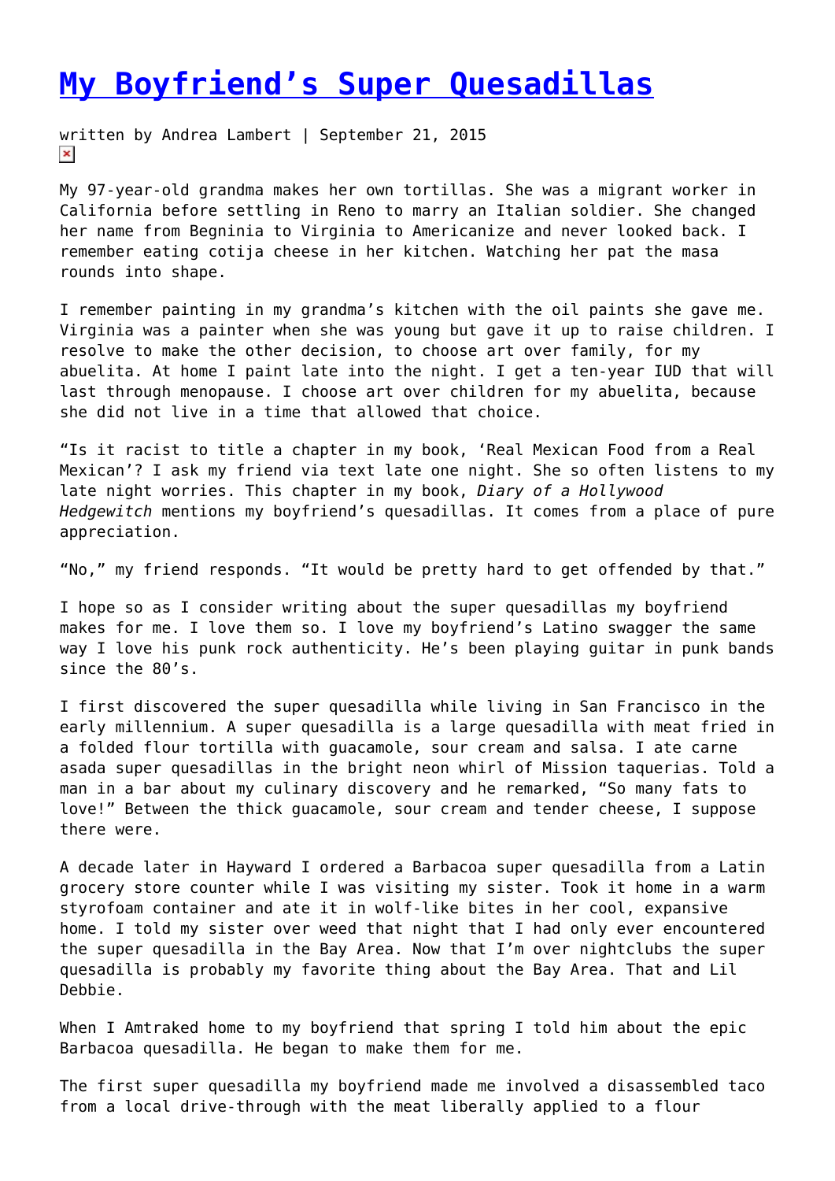# My Boyfriend's Super Quesadillas

written by Andrea Lambert | September 21, 2015

My 97-year-old grandma makes her own tortillas. She was a migrant worker in California before settling in Reno to marry an Italian soldier. She changed her name from Begninia to Virginia to Americanize and never looked back. I remember eating cotija cheese in her kitchen. Watching her pat the masa rounds into shape.

I remember painting in my grandma's kitchen with the oil paints she gave me. Virginia was a painter when she was young but gave it up to raise children. I resolve to make the other decision, to choose art over family, for my abuelita. At home I paint late into the night. I get a ten-year IUD that will last through menopause. I choose art over children for my abuelita, because she did not live in a time that allowed that choice.

"Is it racist to title a chapter in my book, 'Real Mexican Food from a Real Mexican'? I ask my friend via text late one night. She so often listens to my late night worries. This chapter in my book, *Diary of a Hollywood Hedgewitch* mentions my boyfriend's quesadillas. It comes from a place of pure appreciation.

"No," my friend responds. "It would be pretty hard to get offended by that."

I hope so as I consider writing about the super quesadillas my boyfriend makes for me. I love them so. I love my boyfriend's Latino swagger the same way I love his punk rock authenticity. He's been playing guitar in punk bands since the 80's.

I first discovered the super quesadilla while living in San Francisco in the early millennium. A super quesadilla is a large quesadilla with meat fried in a folded flour tortilla with guacamole, sour cream and salsa. I ate carne asada super quesadillas in the bright neon whirl of Mission taquerias. Told a man in a bar about my culinary discovery and he remarked, "So many fats to love!" Between the thick guacamole, sour cream and tender cheese, I suppose there were.

A decade later in Hayward I ordered a Barbacoa super quesadilla from a Latin grocery store counter while I was visiting my sister. Took it home in a warm styrofoam container and ate it in wolf-like bites in her cool, expansive home. I told my sister over weed that night that I had only ever encountered the super quesadilla in the Bay Area. Now that I'm over nightclubs the super quesadilla is probably my favorite thing about the Bay Area. That and Lil Debbie.

When I Amtraked home to my boyfriend that spring I told him about the epic Barbacoa quesadilla. He began to make them for me.

The first super quesadilla my boyfriend made me involved a disassembled taco from a local drive-through with the meat liberally applied to a flour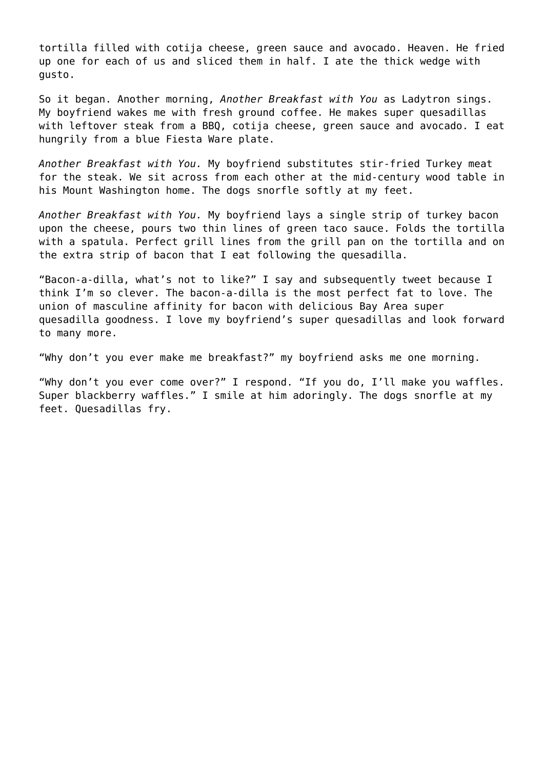tortilla filled with cotija cheese, green sauce and avocado. Heaven. He fried up one for each of us and sliced them in half. I ate the thick wedge with gusto.

So it began. Another morning, *Another Breakfast with You* as Ladytron sings. My boyfriend wakes me with fresh ground coffee. He makes super quesadillas with leftover steak from a BBQ, cotija cheese, green sauce and avocado. I eat hungrily from a blue Fiesta Ware plate.

*Another Breakfast with You.* My boyfriend substitutes stir-fried Turkey meat for the steak. We sit across from each other at the mid-century wood table in his Mount Washington home. The dogs snorfle softly at my feet.

*Another Breakfast with You.* My boyfriend lays a single strip of turkey bacon upon the cheese, pours two thin lines of green taco sauce. Folds the tortilla with a spatula. Perfect grill lines from the grill pan on the tortilla and on the extra strip of bacon that I eat following the quesadilla.

“Bacon-a-dilla, what’s not to like?” I say and subsequently tweet because I think I’m so clever. The bacon-a-dilla is the most perfect fat to love. The union of masculine affinity for bacon with delicious Bay Area super quesadilla goodness. I love my boyfriend’s super quesadillas and look forward to many more.

“Why don’t you ever make me breakfast?” my boyfriend asks me one morning.

“Why don’t you ever come over?” I respond. “If you do, I’ll make you waffles. Super blackberry waffles.” I smile at him adoringly. The dogs snorfle at my feet. Quesadillas fry.